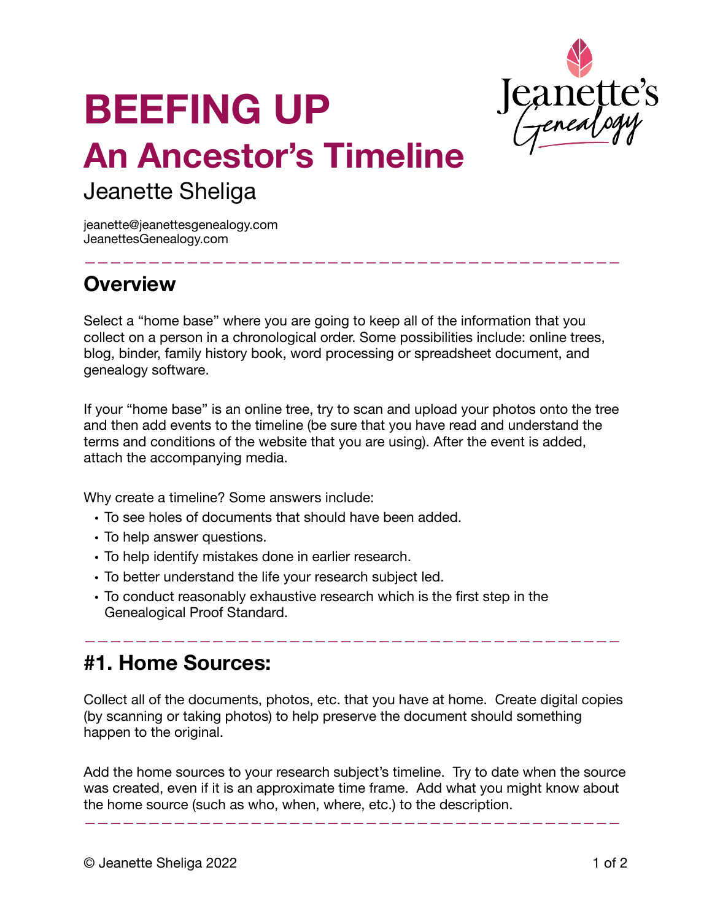# BEEFING UP
## An Ancestor's Timeline

Jeanette Sheliga

jeanette@jeanettesgenealogy.com
JeanettesGenealogy.com

## Overview

Select a "home base" where you are going to keep all of the information that you collect on a person in a chronological order. Some possibilities include: online trees, blog, binder, family history book, word processing or spreadsheet document, and genealogy software.

If your "home base" is an online tree, try to scan and upload your photos onto the tree and then add events to the timeline (be sure that you have read and understand the terms and conditions of the website that you are using). After the event is added, attach the accompanying media.

Why create a timeline? Some answers include:

- To see holes of documents that should have been added.
- To help answer questions.
- To help identify mistakes done in earlier research.
- To better understand the life your research subject led.
- To conduct reasonably exhaustive research which is the first step in the Genealogical Proof Standard.

## #1. Home Sources:

Collect all of the documents, photos, etc. that you have at home. Create digital copies (by scanning or taking photos) to help preserve the document should something happen to the original.

Add the home sources to your research subject's timeline. Try to date when the source was created, even if it is an approximate time frame. Add what you might know about the home source (such as who, when, where, etc.) to the description.

© Jeanette Sheliga 2022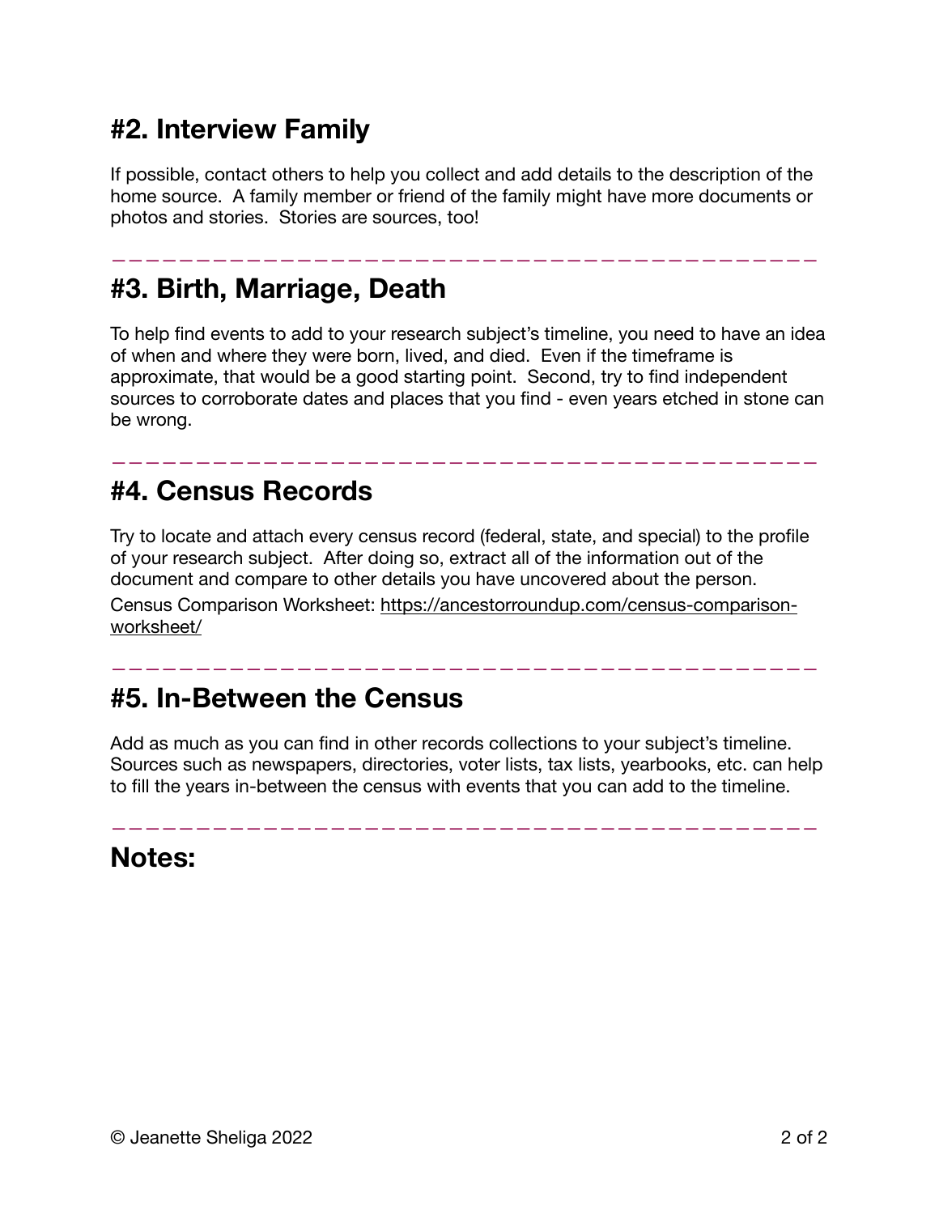## #2. Interview Family

If possible, contact others to help you collect and add details to the description of the home source. A family member or friend of the family might have more documents or photos and stories. Stories are sources, too!

---

## #3. Birth, Marriage, Death

To help find events to add to your research subject's timeline, you need to have an idea of when and where they were born, lived, and died. Even if the timeframe is approximate, that would be a good starting point. Second, try to find independent sources to corroborate dates and places that you find - even years etched in stone can be wrong.

---

## #4. Census Records

Try to locate and attach every census record (federal, state, and special) to the profile of your research subject. After doing so, extract all of the information out of the document and compare to other details you have uncovered about the person.

Census Comparison Worksheet: https://ancestorroundup.com/census-comparison-worksheet/

---

## #5. In-Between the Census

Add as much as you can find in other records collections to your subject's timeline. Sources such as newspapers, directories, voter lists, tax lists, yearbooks, etc. can help to fill the years in-between the census with events that you can add to the timeline.

---

## Notes:

© Jeanette Sheliga 2022